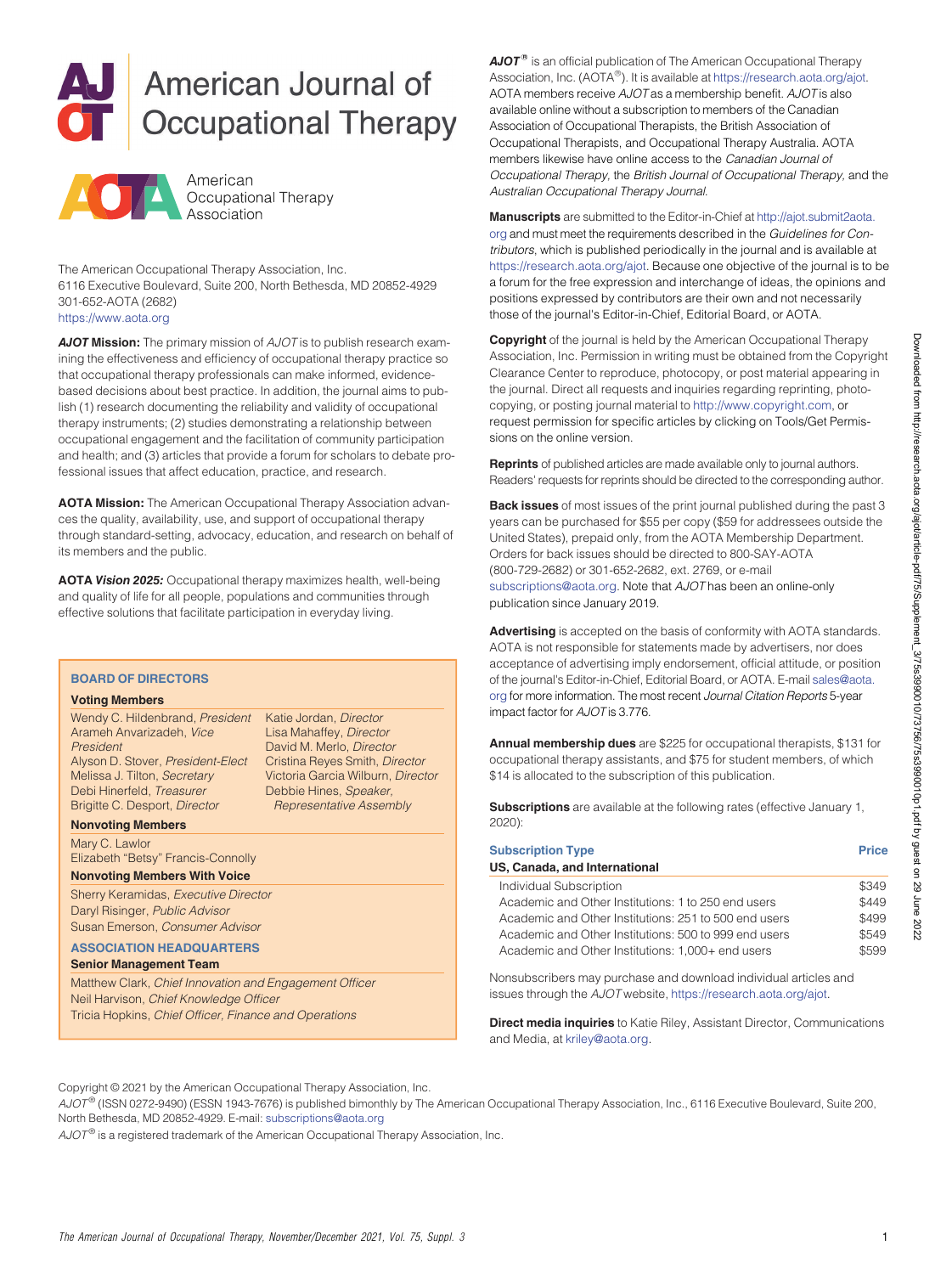# American Journal of Occupational Therapy

American Occupational Therapy Association

The American Occupational Therapy Association, Inc.
6116 Executive Boulevard, Suite 200, North Bethesda, MD 20852-4929
301-652-AOTA (2682)
https://www.aota.org

***AJOT* Mission:** The primary mission of *AJOT* is to publish research examining the effectiveness and efficiency of occupational therapy practice so that occupational therapy professionals can make informed, evidence-based decisions about best practice. In addition, the journal aims to publish (1) research documenting the reliability and validity of occupational therapy instruments; (2) studies demonstrating a relationship between occupational engagement and the facilitation of community participation and health; and (3) articles that provide a forum for scholars to debate professional issues that affect education, practice, and research.

**AOTA Mission:** The American Occupational Therapy Association advances the quality, availability, use, and support of occupational therapy through standard-setting, advocacy, education, and research on behalf of its members and the public.

**AOTA *Vision 2025:*** Occupational therapy maximizes health, well-being and quality of life for all people, populations and communities through effective solutions that facilitate participation in everyday living.

## BOARD OF DIRECTORS

**Voting Members**

Wendy C. Hildenbrand, *President*
Arameh Anvarizadeh, *Vice President*
Alyson D. Stover, *President-Elect*
Melissa J. Tilton, *Secretary*
Debi Hinerfeld, *Treasurer*
Brigitte C. Desport, *Director*
Katie Jordan, *Director*
Lisa Mahaffey, *Director*
David M. Merlo, *Director*
Cristina Reyes Smith, *Director*
Victoria Garcia Wilburn, *Director*
Debbie Hines, *Speaker, Representative Assembly*

**Nonvoting Members**

Mary C. Lawlor
Elizabeth "Betsy" Francis-Connolly

**Nonvoting Members With Voice**

Sherry Keramidas, *Executive Director*
Daryl Risinger, *Public Advisor*
Susan Emerson, *Consumer Advisor*

## ASSOCIATION HEADQUARTERS

**Senior Management Team**

Matthew Clark, *Chief Innovation and Engagement Officer*
Neil Harvison, *Chief Knowledge Officer*
Tricia Hopkins, *Chief Officer, Finance and Operations*

***AJOT*®** is an official publication of The American Occupational Therapy Association, Inc. (AOTA®). It is available at https://research.aota.org/ajot. AOTA members receive *AJOT* as a membership benefit. *AJOT* is also available online without a subscription to members of the Canadian Association of Occupational Therapists, the British Association of Occupational Therapists, and Occupational Therapy Australia. AOTA members likewise have online access to the *Canadian Journal of Occupational Therapy*, the *British Journal of Occupational Therapy*, and the *Australian Occupational Therapy Journal*.

**Manuscripts** are submitted to the Editor-in-Chief at http://ajot.submit2aota.org and must meet the requirements described in the *Guidelines for Contributors*, which is published periodically in the journal and is available at https://research.aota.org/ajot. Because one objective of the journal is to be a forum for the free expression and interchange of ideas, the opinions and positions expressed by contributors are their own and not necessarily those of the journal's Editor-in-Chief, Editorial Board, or AOTA.

**Copyright** of the journal is held by the American Occupational Therapy Association, Inc. Permission in writing must be obtained from the Copyright Clearance Center to reproduce, photocopy, or post material appearing in the journal. Direct all requests and inquiries regarding reprinting, photocopying, or posting journal material to http://www.copyright.com, or request permission for specific articles by clicking on Tools/Get Permissions on the online version.

**Reprints** of published articles are made available only to journal authors. Readers' requests for reprints should be directed to the corresponding author.

**Back issues** of most issues of the print journal published during the past 3 years can be purchased for $55 per copy ($59 for addressees outside the United States), prepaid only, from the AOTA Membership Department. Orders for back issues should be directed to 800-SAY-AOTA (800-729-2682) or 301-652-2682, ext. 2769, or e-mail subscriptions@aota.org. Note that *AJOT* has been an online-only publication since January 2019.

**Advertising** is accepted on the basis of conformity with AOTA standards. AOTA is not responsible for statements made by advertisers, nor does acceptance of advertising imply endorsement, official attitude, or position of the journal's Editor-in-Chief, Editorial Board, or AOTA. E-mail sales@aota.org for more information. The most recent *Journal Citation Reports* 5-year impact factor for *AJOT* is 3.776.

**Annual membership dues** are $225 for occupational therapists, $131 for occupational therapy assistants, and $75 for student members, of which $14 is allocated to the subscription of this publication.

**Subscriptions** are available at the following rates (effective January 1, 2020):

| Subscription Type | Price |
|---|---|
| **US, Canada, and International** | |
| Individual Subscription | $349 |
| Academic and Other Institutions: 1 to 250 end users | $449 |
| Academic and Other Institutions: 251 to 500 end users | $499 |
| Academic and Other Institutions: 500 to 999 end users | $549 |
| Academic and Other Institutions: 1,000+ end users | $599 |

Nonsubscribers may purchase and download individual articles and issues through the *AJOT* website, https://research.aota.org/ajot.

**Direct media inquiries** to Katie Riley, Assistant Director, Communications and Media, at kriley@aota.org.

Copyright © 2021 by the American Occupational Therapy Association, Inc.
*AJOT*® (ISSN 0272-9490) (ESSN 1943-7676) is published bimonthly by The American Occupational Therapy Association, Inc., 6116 Executive Boulevard, Suite 200, North Bethesda, MD 20852-4929. E-mail: subscriptions@aota.org
*AJOT*® is a registered trademark of the American Occupational Therapy Association, Inc.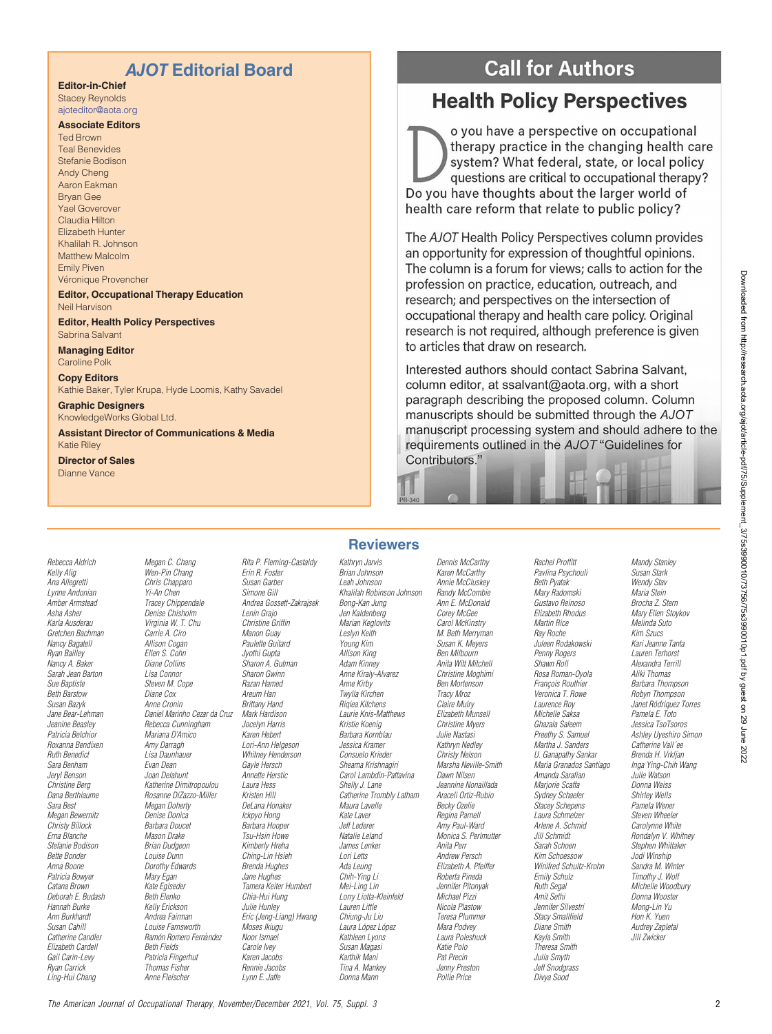## *AJOT* Editorial Board

**Editor-in-Chief**
Stacey Reynolds
ajoteditor@aota.org

**Associate Editors**
Ted Brown
Teal Benevides
Stefanie Bodison
Andy Cheng
Aaron Eakman
Bryan Gee
Yael Goverover
Claudia Hilton
Elizabeth Hunter
Khalilah R. Johnson
Matthew Malcolm
Emily Piven
Véronique Provencher

**Editor, Occupational Therapy Education**
Neil Harvison

**Editor, Health Policy Perspectives**
Sabrina Salvant

**Managing Editor**
Caroline Polk

**Copy Editors**
Kathie Baker, Tyler Krupa, Hyde Loomis, Kathy Savadel

**Graphic Designers**
KnowledgeWorks Global Ltd.

**Assistant Director of Communications & Media**
Katie Riley

**Director of Sales**
Dianne Vance

## Call for Authors

### Health Policy Perspectives

Do you have a perspective on occupational therapy practice in the changing health care system? What federal, state, or local policy questions are critical to occupational therapy? Do you have thoughts about the larger world of health care reform that relate to public policy?

The *AJOT* Health Policy Perspectives column provides an opportunity for expression of thoughtful opinions. The column is a forum for views; calls to action for the profession on practice, education, outreach, and research; and perspectives on the intersection of occupational therapy and health care policy. Original research is not required, although preference is given to articles that draw on research.

Interested authors should contact Sabrina Salvant, column editor, at ssalvant@aota.org, with a short paragraph describing the proposed column. Column manuscripts should be submitted through the *AJOT* manuscript processing system and should adhere to the requirements outlined in the *AJOT* "Guidelines for Contributors."

PR-340

## Reviewers

*Rebecca Aldrich*
*Kelly Alig*
*Ana Allegretti*
*Lynne Andonian*
*Amber Armstead*
*Asha Asher*
*Karla Ausderau*
*Gretchen Bachman*
*Nancy Bagatell*
*Ryan Bailley*
*Nancy A. Baker*
*Sarah Jean Barton*
*Sue Baptiste*
*Beth Barstow*
*Susan Bazyk*
*Jane Bear-Lehman*
*Jeanine Beasley*
*Patricia Belchior*
*Roxanna Bendixen*
*Ruth Benedict*
*Sara Benham*
*Jeryl Benson*
*Christine Berg*
*Dana Berthiaume*
*Sara Best*
*Megan Bewernitz*
*Christy Billock*
*Erna Blanche*
*Stefanie Bodison*
*Bette Bonder*
*Anna Boone*
*Patricia Bowyer*
*Catana Brown*
*Deborah E. Budash*
*Hannah Burke*
*Ann Burkhardt*
*Susan Cahill*
*Catherine Candler*
*Elizabeth Cardell*
*Gail Carin-Levy*
*Ryan Carrick*
*Ling-Hui Chang*
*Megan C. Chang*
*Wen-Pin Chang*
*Chris Chapparo*
*Yi-An Chen*
*Tracey Chippendale*
*Denise Chisholm*
*Virginia W. T. Chu*
*Carrie A. Ciro*
*Allison Cogan*
*Ellen S. Cohn*
*Diane Collins*
*Lisa Connor*
*Steven M. Cope*
*Diane Cox*
*Anne Cronin*
*Daniel Marinho Cezar da Cruz*
*Rebecca Cunningham*
*Mariana D'Amico*
*Amy Darragh*
*Lisa Daunhauer*
*Evan Dean*
*Joan Delahunt*
*Katherine Dimitropoulou*
*Rosanne DiZazzo-Miller*
*Megan Doherty*
*Denise Donica*
*Barbara Doucet*
*Mason Drake*
*Brian Dudgeon*
*Louise Dunn*
*Dorothy Edwards*
*Mary Egan*
*Kate Eglseder*
*Beth Elenko*
*Kelly Erickson*
*Andrea Fairman*
*Louise Farnsworth*
*Ramón Romero Fernández*
*Beth Fields*
*Patricia Fingerhut*
*Thomas Fisher*
*Anne Fleischer*
*Rita P. Fleming-Castaldy*
*Erin R. Foster*
*Susan Garber*
*Simone Gill*
*Andrea Gossett-Zakrajsek*
*Lenin Grajo*
*Christine Griffin*
*Manon Guay*
*Paulette Guitard*
*Jyothi Gupta*
*Sharon A. Gutman*
*Sharon Gwinn*
*Razan Hamed*
*Areum Han*
*Brittany Hand*
*Mark Hardison*
*Jocelyn Harris*
*Karen Hebert*
*Lori-Ann Helgeson*
*Whitney Henderson*
*Gayle Hersch*
*Annette Herstic*
*Laura Hess*
*Kristen Hill*
*DeLana Honaker*
*Ickpyo Hong*
*Barbara Hooper*
*Tsu-Hsin Howe*
*Kimberly Hreha*
*Ching-Lin Hsieh*
*Brenda Hughes*
*Jane Hughes*
*Tamera Keiter Humbert*
*Chia-Hui Hung*
*Julie Hunley*
*Eric (Jeng-Liang) Hwang*
*Moses Ikiugu*
*Noor Ismael*
*Carole Ivey*
*Karen Jacobs*
*Rennie Jacobs*
*Lynn E. Jaffe*
*Kathryn Jarvis*
*Brian Johnson*
*Leah Johnson*
*Khalilah Robinson Johnson*
*Bong-Kan Jung*
*Jen Kaldenberg*
*Marian Keglovits*
*Leslyn Keith*
*Young Kim*
*Allison King*
*Adam Kinney*
*Anne Kiraly-Alvarez*
*Anne Kirby*
*Twylla Kirchen*
*Riqiea Kitchens*
*Laurie Knis-Matthews*
*Kristie Koenig*
*Barbara Kornblau*
*Jessica Kramer*
*Consuelo Krieder*
*Sheama Krishnagiri*
*Carol Lambdin-Pattavina*
*Shelly J. Lane*
*Catherine Trombly Latham*
*Maura Lavelle*
*Kate Laver*
*Jeff Lederer*
*Natalie Leland*
*James Lenker*
*Lori Letts*
*Ada Leung*
*Chih-Ying Li*
*Mei-Ling Lin*
*Lorry Liotta-Kleinfeld*
*Lauren Little*
*Chiung-Ju Liu*
*Laura López López*
*Kathleen Lyons*
*Susan Magasi*
*Karthik Mani*
*Tina A. Mankey*
*Donna Mann*
*Dennis McCarthy*
*Karen McCarthy*
*Annie McCluskey*
*Randy McCombie*
*Ann E. McDonald*
*Corey McGee*
*Carol McKinstry*
*M. Beth Merryman*
*Susan K. Meyers*
*Ben Milbourn*
*Anita Witt Mitchell*
*Christine Moghimi*
*Ben Mortenson*
*Tracy Mroz*
*Claire Mulry*
*Elizabeth Munsell*
*Christine Myers*
*Julie Nastasi*
*Kathryn Nedley*
*Christy Nelson*
*Marsha Neville-Smith*
*Dawn Nilsen*
*Jeannine Nonaillada*
*Araceli Ortiz-Rubio*
*Becky Ozelie*
*Regina Parnell*
*Amy Paul-Ward*
*Monica S. Perlmutter*
*Anita Perr*
*Andrew Persch*
*Elizabeth A. Pfeiffer*
*Roberta Pineda*
*Jennifer Pitonyak*
*Michael Pizzi*
*Nicola Plastow*
*Teresa Plummer*
*Mara Podvey*
*Laura Poleshuck*
*Katie Polo*
*Pat Precin*
*Jenny Preston*
*Pollie Price*
*Rachel Proffitt*
*Pavlína Psychouli*
*Beth Pyatak*
*Mary Radomski*
*Gustavo Reinoso*
*Elizabeth Rhodus*
*Martin Rice*
*Ray Roche*
*Juleen Rodakowski*
*Penny Rogers*
*Shawn Roll*
*Rosa Roman-Oyola*
*François Routhier*
*Veronica T. Rowe*
*Laurence Roy*
*Michelle Saksa*
*Ghazala Saleem*
*Preethy S. Samuel*
*Martha J. Sanders*
*U. Ganapathy Sankar*
*Maria Granados Santiago*
*Amanda Sarafian*
*Marjorie Scaffa*
*Sydney Schaefer*
*Stacey Schepens*
*Laura Schmelzer*
*Arlene A. Schmid*
*Jill Schmidt*
*Sarah Schoen*
*Kim Schoessow*
*Winifred Schultz-Krohn*
*Emily Schulz*
*Ruth Segal*
*Amit Sethi*
*Jennifer Silvestri*
*Stacy Smallfield*
*Diane Smith*
*Kayla Smith*
*Theresa Smith*
*Julia Smyth*
*Jeff Snodgrass*
*Divya Sood*
*Mandy Stanley*
*Susan Stark*
*Wendy Stav*
*Maria Stein*
*Brocha Z. Stern*
*Mary Ellen Stoykov*
*Melinda Suto*
*Kim Szucs*
*Kari Jeanne Tanta*
*Lauren Terhorst*
*Alexandra Terrill*
*Aliki Thomas*
*Barbara Thompson*
*Robyn Thompson*
*Janet Rodríguez Torres*
*Pamela E. Toto*
*Jessica TsoTsoros*
*Ashley Uyeshiro Simon*
*Catherine Vall'ee*
*Brenda H. Vrkljan*
*Inga Ying-Chih Wang*
*Julie Watson*
*Donna Weiss*
*Shirley Wells*
*Pamela Wener*
*Steven Wheeler*
*Carolynne White*
*Rondalyn V. Whitney*
*Stephen Whittaker*
*Jodi Winship*
*Sandra M. Winter*
*Timothy J. Wolf*
*Michelle Woodbury*
*Donna Wooster*
*Mong-Lin Yu*
*Hon K. Yuen*
*Audrey Zapletal*
*Jill Zwicker*